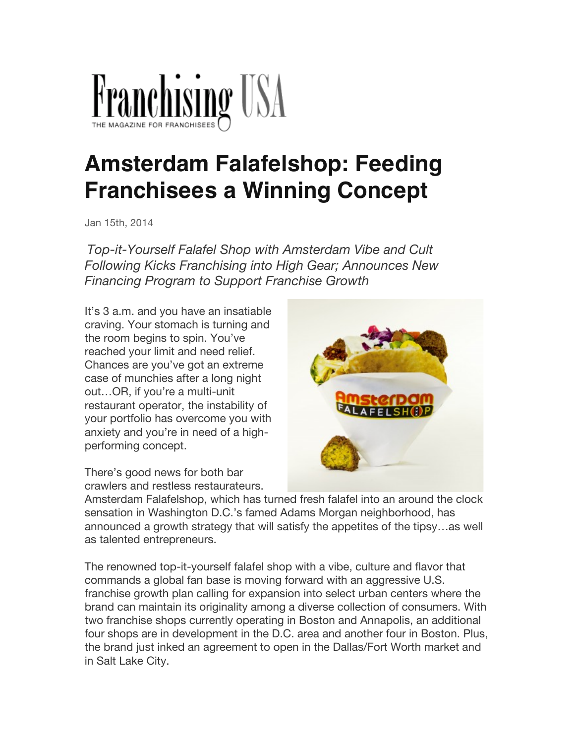Franchising USA

THE MAGAZINE FOR FRANCHISEES

# Amsterdam Falafelshop: Feeding Franchisees a Winning Concept

Jan 15th, 2014

*Top-it-Yourself Falafel Shop with Amsterdam Vibe and Cult Following Kicks Franchising into High Gear; Announces New Financing Program to Support Franchise Growth*

It's 3 a.m. and you have an insatiable craving. Your stomach is turning and the room begins to spin. You've reached your limit and need relief. Chances are you've got an extreme case of munchies after a long night out…OR, if you're a multi-unit restaurant operator, the instability of your portfolio has overcome you with anxiety and you're in need of a high-performing concept.

There's good news for both bar crawlers and restless restaurateurs. Amsterdam Falafelshop, which has turned fresh falafel into an around the clock sensation in Washington D.C.'s famed Adams Morgan neighborhood, has announced a growth strategy that will satisfy the appetites of the tipsy…as well as talented entrepreneurs.

The renowned top-it-yourself falafel shop with a vibe, culture and flavor that commands a global fan base is moving forward with an aggressive U.S. franchise growth plan calling for expansion into select urban centers where the brand can maintain its originality among a diverse collection of consumers. With two franchise shops currently operating in Boston and Annapolis, an additional four shops are in development in the D.C. area and another four in Boston. Plus, the brand just inked an agreement to open in the Dallas/Fort Worth market and in Salt Lake City.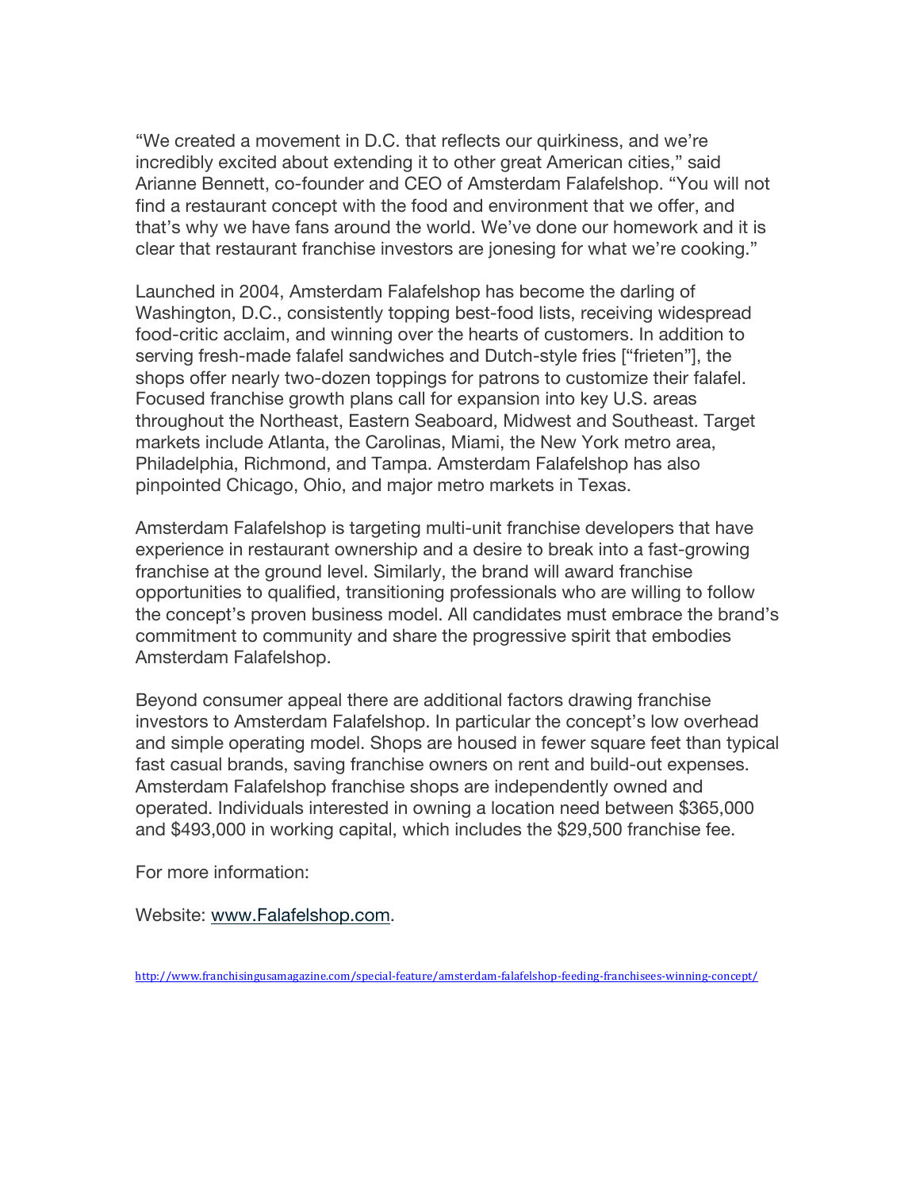“We created a movement in D.C. that reflects our quirkiness, and we’re incredibly excited about extending it to other great American cities,” said Arianne Bennett, co-founder and CEO of Amsterdam Falafelshop. “You will not find a restaurant concept with the food and environment that we offer, and that’s why we have fans around the world. We’ve done our homework and it is clear that restaurant franchise investors are jonesing for what we’re cooking.”

Launched in 2004, Amsterdam Falafelshop has become the darling of Washington, D.C., consistently topping best-food lists, receiving widespread food-critic acclaim, and winning over the hearts of customers. In addition to serving fresh-made falafel sandwiches and Dutch-style fries [“frieten”], the shops offer nearly two-dozen toppings for patrons to customize their falafel. Focused franchise growth plans call for expansion into key U.S. areas throughout the Northeast, Eastern Seaboard, Midwest and Southeast. Target markets include Atlanta, the Carolinas, Miami, the New York metro area, Philadelphia, Richmond, and Tampa. Amsterdam Falafelshop has also pinpointed Chicago, Ohio, and major metro markets in Texas.

Amsterdam Falafelshop is targeting multi-unit franchise developers that have experience in restaurant ownership and a desire to break into a fast-growing franchise at the ground level. Similarly, the brand will award franchise opportunities to qualified, transitioning professionals who are willing to follow the concept’s proven business model. All candidates must embrace the brand’s commitment to community and share the progressive spirit that embodies Amsterdam Falafelshop.

Beyond consumer appeal there are additional factors drawing franchise investors to Amsterdam Falafelshop. In particular the concept’s low overhead and simple operating model. Shops are housed in fewer square feet than typical fast casual brands, saving franchise owners on rent and build-out expenses. Amsterdam Falafelshop franchise shops are independently owned and operated. Individuals interested in owning a location need between $365,000 and $493,000 in working capital, which includes the $29,500 franchise fee.

For more information:

Website: [www.Falafelshop.com](http://www.Falafelshop.com).

http://www.franchisingusamagazine.com/special-feature/amsterdam-falafelshop-feeding-franchisees-winning-concept/